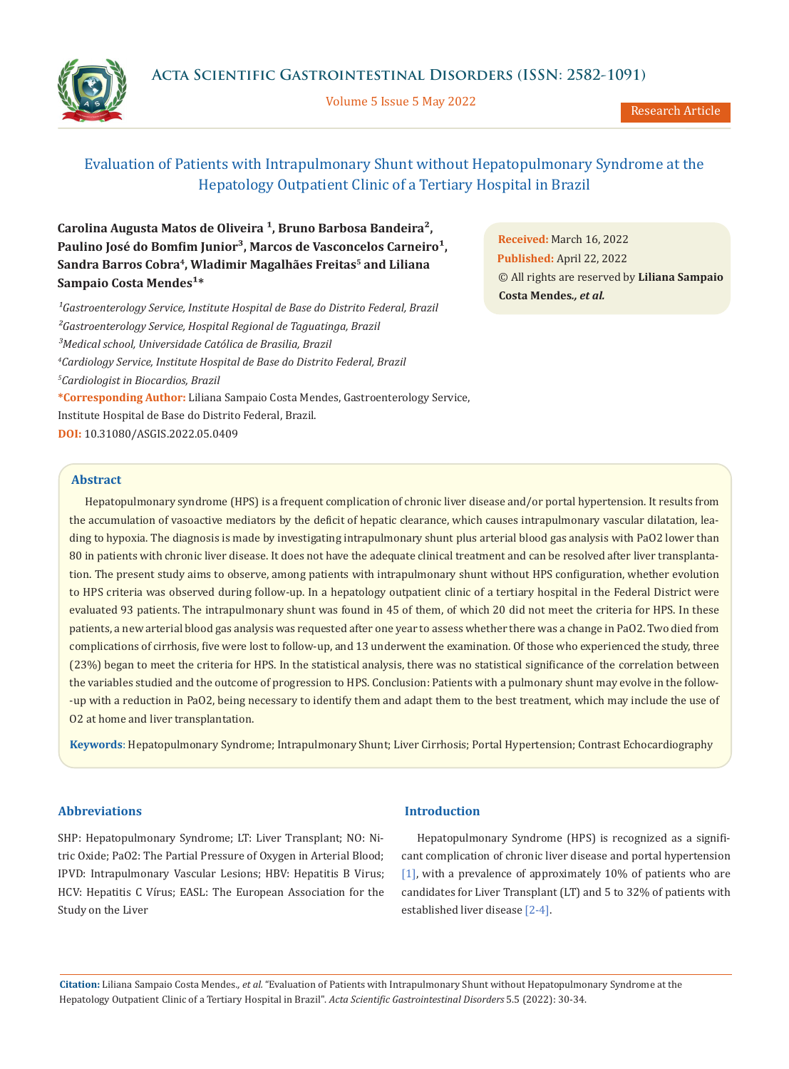# Evaluation of Patients with Intrapulmonary Shunt without Hepatopulmonary Syndrome at the Hepatology Outpatient Clinic of a Tertiary Hospital in Brazil

**Carolina Augusta Matos de Oliveira [1], Bruno Barbosa Bandeira[2], Paulino José do Bomfim Junior[3], Marcos de Vasconcelos Carneiro[1], Sandra Barros Cobra[4], Wladimir Magalhães Freitas[5] and Liliana Sampaio Costa Mendes[1]***

[1]*Gastroenterology Service, Institute Hospital de Base do Distrito Federal, Brazil*
[2]*Gastroenterology Service, Hospital Regional de Taguatinga, Brazil*
[3]*Medical school, Universidade Católica de Brasilia, Brazil*
[4]*Cardiology Service, Institute Hospital de Base do Distrito Federal, Brazil*
[5]*Cardiologist in Biocardios, Brazil*

***Corresponding Author:** Liliana Sampaio Costa Mendes, Gastroenterology Service, Institute Hospital de Base do Distrito Federal, Brazil.

**DOI:** 10.31080/ASGIS.2022.05.0409

**Received:** March 16, 2022
**Published:** April 22, 2022
© All rights are reserved by **Liliana Sampaio Costa Mendes*., et al.***

## Abstract

Hepatopulmonary syndrome (HPS) is a frequent complication of chronic liver disease and/or portal hypertension. It results from the accumulation of vasoactive mediators by the deficit of hepatic clearance, which causes intrapulmonary vascular dilatation, leading to hypoxia. The diagnosis is made by investigating intrapulmonary shunt plus arterial blood gas analysis with PaO2 lower than 80 in patients with chronic liver disease. It does not have the adequate clinical treatment and can be resolved after liver transplantation. The present study aims to observe, among patients with intrapulmonary shunt without HPS configuration, whether evolution to HPS criteria was observed during follow-up. In a hepatology outpatient clinic of a tertiary hospital in the Federal District were evaluated 93 patients. The intrapulmonary shunt was found in 45 of them, of which 20 did not meet the criteria for HPS. In these patients, a new arterial blood gas analysis was requested after one year to assess whether there was a change in PaO2. Two died from complications of cirrhosis, five were lost to follow-up, and 13 underwent the examination. Of those who experienced the study, three (23%) began to meet the criteria for HPS. In the statistical analysis, there was no statistical significance of the correlation between the variables studied and the outcome of progression to HPS. Conclusion: Patients with a pulmonary shunt may evolve in the follow-up with a reduction in PaO2, being necessary to identify them and adapt them to the best treatment, which may include the use of O2 at home and liver transplantation.

**Keywords**: Hepatopulmonary Syndrome; Intrapulmonary Shunt; Liver Cirrhosis; Portal Hypertension; Contrast Echocardiography

## Abbreviations

SHP: Hepatopulmonary Syndrome; LT: Liver Transplant; NO: Nitric Oxide; PaO2: The Partial Pressure of Oxygen in Arterial Blood; IPVD: Intrapulmonary Vascular Lesions; HBV: Hepatitis B Virus; HCV: Hepatitis C Vírus; EASL: The European Association for the Study on the Liver

## Introduction

Hepatopulmonary Syndrome (HPS) is recognized as a significant complication of chronic liver disease and portal hypertension [1], with a prevalence of approximately 10% of patients who are candidates for Liver Transplant (LT) and 5 to 32% of patients with established liver disease [2-4].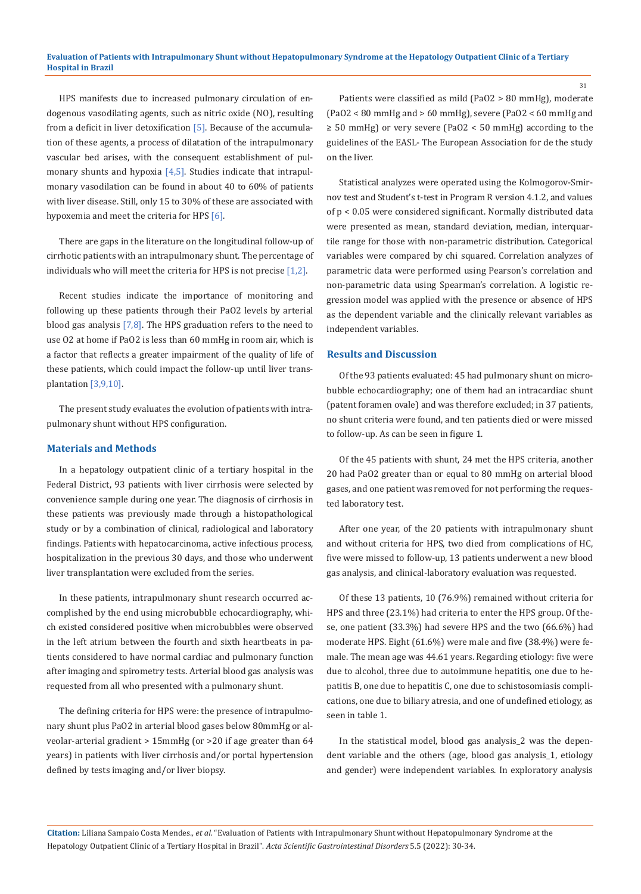HPS manifests due to increased pulmonary circulation of endogenous vasodilating agents, such as nitric oxide (NO), resulting from a deficit in liver detoxification [5]. Because of the accumulation of these agents, a process of dilatation of the intrapulmonary vascular bed arises, with the consequent establishment of pulmonary shunts and hypoxia [4,5]. Studies indicate that intrapulmonary vasodilation can be found in about 40 to 60% of patients with liver disease. Still, only 15 to 30% of these are associated with hypoxemia and meet the criteria for HPS [6].

There are gaps in the literature on the longitudinal follow-up of cirrhotic patients with an intrapulmonary shunt. The percentage of individuals who will meet the criteria for HPS is not precise [1,2].

Recent studies indicate the importance of monitoring and following up these patients through their PaO2 levels by arterial blood gas analysis [7,8]. The HPS graduation refers to the need to use O2 at home if PaO2 is less than 60 mmHg in room air, which is a factor that reflects a greater impairment of the quality of life of these patients, which could impact the follow-up until liver transplantation [3,9,10].

The present study evaluates the evolution of patients with intrapulmonary shunt without HPS configuration.

## Materials and Methods

In a hepatology outpatient clinic of a tertiary hospital in the Federal District, 93 patients with liver cirrhosis were selected by convenience sample during one year. The diagnosis of cirrhosis in these patients was previously made through a histopathological study or by a combination of clinical, radiological and laboratory findings. Patients with hepatocarcinoma, active infectious process, hospitalization in the previous 30 days, and those who underwent liver transplantation were excluded from the series.

In these patients, intrapulmonary shunt research occurred accomplished by the end using microbubble echocardiography, which existed considered positive when microbubbles were observed in the left atrium between the fourth and sixth heartbeats in patients considered to have normal cardiac and pulmonary function after imaging and spirometry tests. Arterial blood gas analysis was requested from all who presented with a pulmonary shunt.

The defining criteria for HPS were: the presence of intrapulmonary shunt plus PaO2 in arterial blood gases below 80mmHg or alveolar-arterial gradient > 15mmHg (or >20 if age greater than 64 years) in patients with liver cirrhosis and/or portal hypertension defined by tests imaging and/or liver biopsy.

Patients were classified as mild (PaO2 > 80 mmHg), moderate (PaO2 < 80 mmHg and > 60 mmHg), severe (PaO2 < 60 mmHg and ≥ 50 mmHg) or very severe (PaO2 < 50 mmHg) according to the guidelines of the EASL- The European Association for de the study on the liver.

Statistical analyzes were operated using the Kolmogorov-Smirnov test and Student's t-test in Program R version 4.1.2, and values of $p < 0.05$ were considered significant. Normally distributed data were presented as mean, standard deviation, median, interquartile range for those with non-parametric distribution. Categorical variables were compared by chi squared. Correlation analyzes of parametric data were performed using Pearson's correlation and non-parametric data using Spearman's correlation. A logistic regression model was applied with the presence or absence of HPS as the dependent variable and the clinically relevant variables as independent variables.

## Results and Discussion

Of the 93 patients evaluated: 45 had pulmonary shunt on microbubble echocardiography; one of them had an intracardiac shunt (patent foramen ovale) and was therefore excluded; in 37 patients, no shunt criteria were found, and ten patients died or were missed to follow-up. As can be seen in figure 1.

Of the 45 patients with shunt, 24 met the HPS criteria, another 20 had PaO2 greater than or equal to 80 mmHg on arterial blood gases, and one patient was removed for not performing the requested laboratory test.

After one year, of the 20 patients with intrapulmonary shunt and without criteria for HPS, two died from complications of HC, five were missed to follow-up, 13 patients underwent a new blood gas analysis, and clinical-laboratory evaluation was requested.

Of these 13 patients, 10 (76.9%) remained without criteria for HPS and three (23.1%) had criteria to enter the HPS group. Of these, one patient (33.3%) had severe HPS and the two (66.6%) had moderate HPS. Eight (61.6%) were male and five (38.4%) were female. The mean age was 44.61 years. Regarding etiology: five were due to alcohol, three due to autoimmune hepatitis, one due to hepatitis B, one due to hepatitis C, one due to schistosomiasis complications, one due to biliary atresia, and one of undefined etiology, as seen in table 1.

In the statistical model, blood gas analysis_2 was the dependent variable and the others (age, blood gas analysis_1, etiology and gender) were independent variables. In exploratory analysis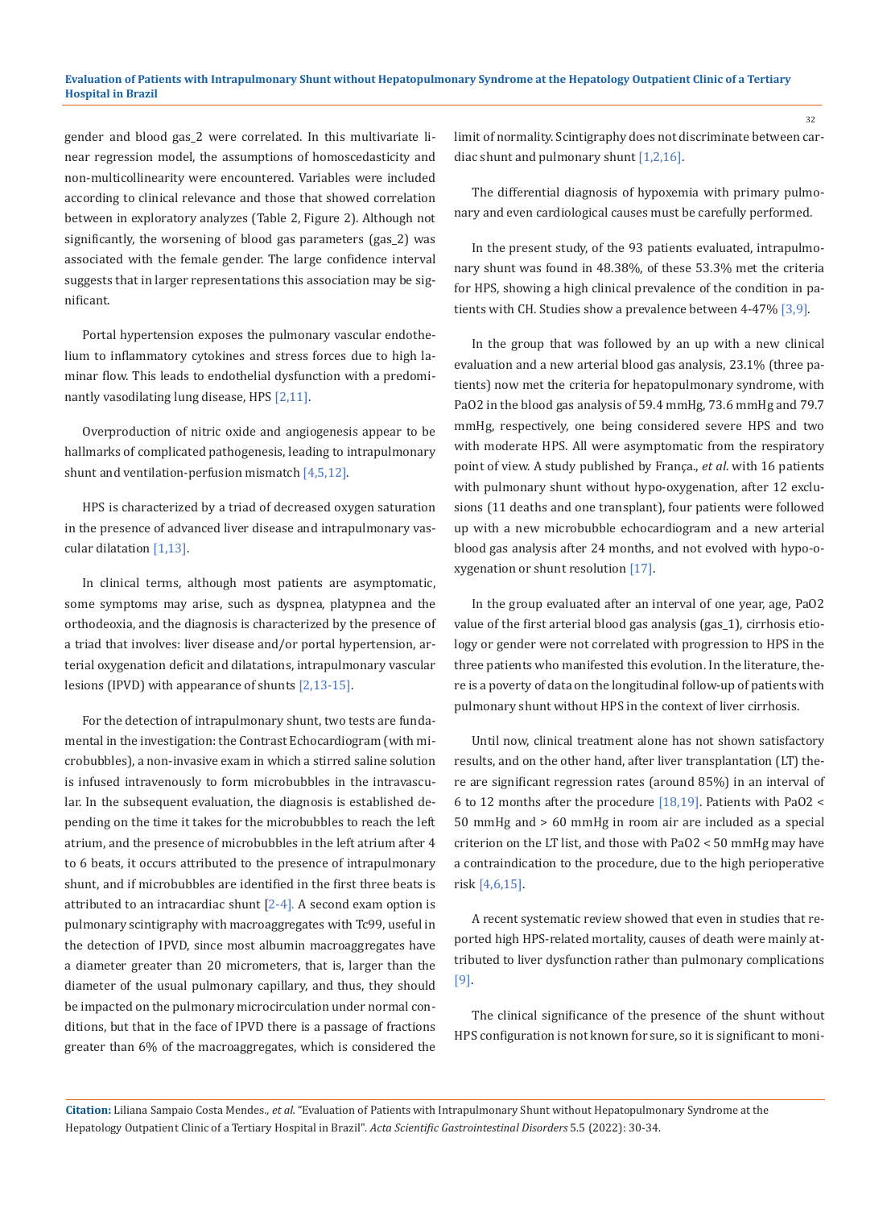gender and blood gas_2 were correlated. In this multivariate linear regression model, the assumptions of homoscedasticity and non-multicollinearity were encountered. Variables were included according to clinical relevance and those that showed correlation between in exploratory analyzes (Table 2, Figure 2). Although not significantly, the worsening of blood gas parameters (gas_2) was associated with the female gender. The large confidence interval suggests that in larger representations this association may be significant.

Portal hypertension exposes the pulmonary vascular endothelium to inflammatory cytokines and stress forces due to high laminar flow. This leads to endothelial dysfunction with a predominantly vasodilating lung disease, HPS [2,11].

Overproduction of nitric oxide and angiogenesis appear to be hallmarks of complicated pathogenesis, leading to intrapulmonary shunt and ventilation-perfusion mismatch [4,5,12].

HPS is characterized by a triad of decreased oxygen saturation in the presence of advanced liver disease and intrapulmonary vascular dilatation [1,13].

In clinical terms, although most patients are asymptomatic, some symptoms may arise, such as dyspnea, platypnea and the orthodeoxia, and the diagnosis is characterized by the presence of a triad that involves: liver disease and/or portal hypertension, arterial oxygenation deficit and dilatations, intrapulmonary vascular lesions (IPVD) with appearance of shunts [2,13-15].

For the detection of intrapulmonary shunt, two tests are fundamental in the investigation: the Contrast Echocardiogram (with microbubbles), a non-invasive exam in which a stirred saline solution is infused intravenously to form microbubbles in the intravascular. In the subsequent evaluation, the diagnosis is established depending on the time it takes for the microbubbles to reach the left atrium, and the presence of microbubbles in the left atrium after 4 to 6 beats, it occurs attributed to the presence of intrapulmonary shunt, and if microbubbles are identified in the first three beats is attributed to an intracardiac shunt [2-4]. A second exam option is pulmonary scintigraphy with macroaggregates with Tc99, useful in the detection of IPVD, since most albumin macroaggregates have a diameter greater than 20 micrometers, that is, larger than the diameter of the usual pulmonary capillary, and thus, they should be impacted on the pulmonary microcirculation under normal conditions, but that in the face of IPVD there is a passage of fractions greater than 6% of the macroaggregates, which is considered the limit of normality. Scintigraphy does not discriminate between cardiac shunt and pulmonary shunt [1,2,16].

The differential diagnosis of hypoxemia with primary pulmonary and even cardiological causes must be carefully performed.

In the present study, of the 93 patients evaluated, intrapulmonary shunt was found in 48.38%, of these 53.3% met the criteria for HPS, showing a high clinical prevalence of the condition in patients with CH. Studies show a prevalence between 4-47% [3,9].

In the group that was followed by an up with a new clinical evaluation and a new arterial blood gas analysis, 23.1% (three patients) now met the criteria for hepatopulmonary syndrome, with PaO2 in the blood gas analysis of 59.4 mmHg, 73.6 mmHg and 79.7 mmHg, respectively, one being considered severe HPS and two with moderate HPS. All were asymptomatic from the respiratory point of view. A study published by França., *et al*. with 16 patients with pulmonary shunt without hypo-oxygenation, after 12 exclusions (11 deaths and one transplant), four patients were followed up with a new microbubble echocardiogram and a new arterial blood gas analysis after 24 months, and not evolved with hypo-oxygenation or shunt resolution [17].

In the group evaluated after an interval of one year, age, PaO2 value of the first arterial blood gas analysis (gas_1), cirrhosis etiology or gender were not correlated with progression to HPS in the three patients who manifested this evolution. In the literature, there is a poverty of data on the longitudinal follow-up of patients with pulmonary shunt without HPS in the context of liver cirrhosis.

Until now, clinical treatment alone has not shown satisfactory results, and on the other hand, after liver transplantation (LT) there are significant regression rates (around 85%) in an interval of 6 to 12 months after the procedure [18,19]. Patients with PaO2 < 50 mmHg and > 60 mmHg in room air are included as a special criterion on the LT list, and those with PaO2 < 50 mmHg may have a contraindication to the procedure, due to the high perioperative risk [4,6,15].

A recent systematic review showed that even in studies that reported high HPS-related mortality, causes of death were mainly attributed to liver dysfunction rather than pulmonary complications [9].

The clinical significance of the presence of the shunt without HPS configuration is not known for sure, so it is significant to moni-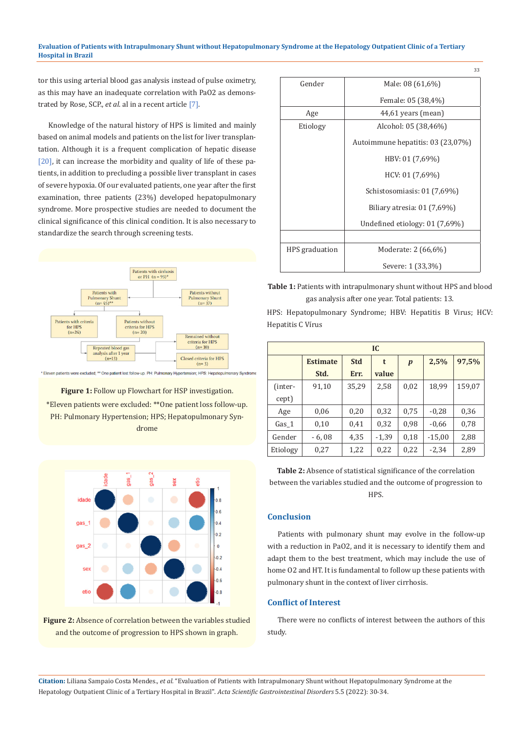tor this using arterial blood gas analysis instead of pulse oximetry, as this may have an inadequate correlation with PaO2 as demonstrated by Rose, SCP., *et al.* al in a recent article [7].

Knowledge of the natural history of HPS is limited and mainly based on animal models and patients on the list for liver transplantation. Although it is a frequent complication of hepatic disease [20], it can increase the morbidity and quality of life of these patients, in addition to precluding a possible liver transplant in cases of severe hypoxia. Of our evaluated patients, one year after the first examination, three patients (23%) developed hepatopulmonary syndrome. More prospective studies are needed to document the clinical significance of this clinical condition. It is also necessary to standardize the search through screening tests.

**Figure 1:** Follow up Flowchart for HSP investigation. *Eleven patients were excluded: **One patient loss follow-up. PH: Pulmonary Hypertension; HPS: Hepatopulmonary Syndrome

**Figure 2:** Absence of correlation between the variables studied and the outcome of progression to HPS shown in graph.

| Gender | Male: 08 (61,6%)<br>Female: 05 (38,4%) |
|---|---|
| Age | 44,61 years (mean) |
| Etiology | Alcohol: 05 (38,46%)<br>Autoimmune hepatitis: 03 (23,07%)<br>HBV: 01 (7,69%)<br>HCV: 01 (7,69%)<br>Schistosomiasis: 01 (7,69%)<br>Biliary atresia: 01 (7,69%)<br>Undefined etiology: 01 (7,69%) |
| | |
| HPS graduation | Moderate: 2 (66,6%)<br>Severe: 1 (33,3%) |

**Table 1:** Patients with intrapulmonary shunt without HPS and blood gas analysis after one year. Total patients: 13.

HPS: Hepatopulmonary Syndrome; HBV: Hepatitis B Virus; HCV: Hepatitis C Vírus

| | IC | | | | | |
|---|---|---|---|---|---|---|
| | Estimate Std. | Std Err. | t value | *p* | 2,5% | 97,5% |
| (intercept) | 91,10 | 35,29 | 2,58 | 0,02 | 18,99 | 159,07 |
| Age | 0,06 | 0,20 | 0,32 | 0,75 | -0,28 | 0,36 |
| Gas_1 | 0,10 | 0,41 | 0,32 | 0,98 | -0,66 | 0,78 |
| Gender | - 6, 08 | 4,35 | -1,39 | 0,18 | -15,00 | 2,88 |
| Etiology | 0,27 | 1,22 | 0,22 | 0,22 | -2,34 | 2,89 |

**Table 2:** Absence of statistical significance of the correlation between the variables studied and the outcome of progression to HPS.

## Conclusion

Patients with pulmonary shunt may evolve in the follow-up with a reduction in PaO2, and it is necessary to identify them and adapt them to the best treatment, which may include the use of home O2 and HT. It is fundamental to follow up these patients with pulmonary shunt in the context of liver cirrhosis.

## Conflict of Interest

There were no conflicts of interest between the authors of this study.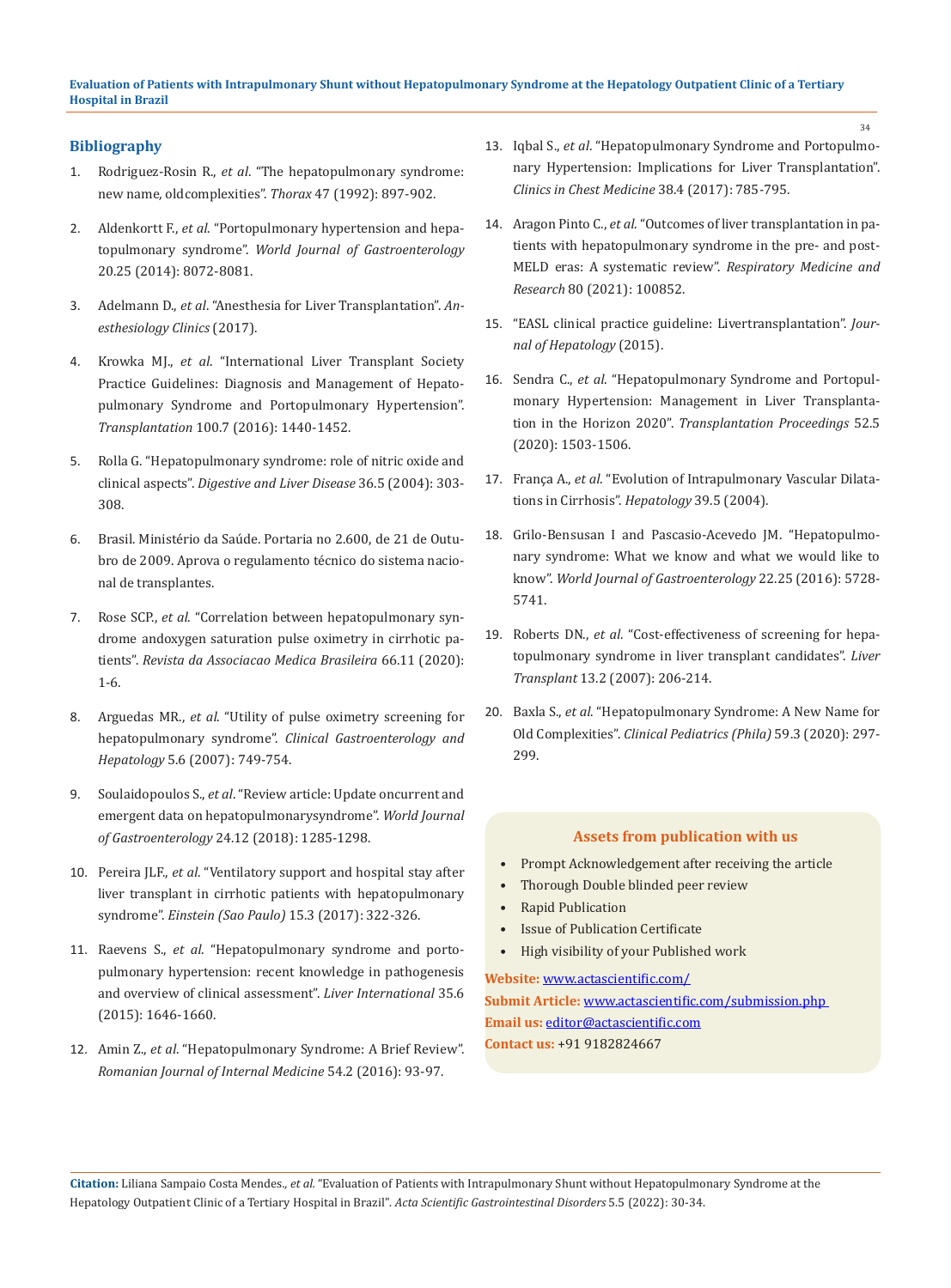## Bibliography

1. Rodriguez-Rosin R., *et al.* "The hepatopulmonary syndrome: new name, oldcomplexities". *Thorax* 47 (1992): 897-902.
2. Aldenkortt F., *et al.* "Portopulmonary hypertension and hepatopulmonary syndrome". *World Journal of Gastroenterology* 20.25 (2014): 8072-8081.
3. Adelmann D., *et al.* "Anesthesia for Liver Transplantation". *Anesthesiology Clinics* (2017).
4. Krowka MJ., *et al.* "International Liver Transplant Society Practice Guidelines: Diagnosis and Management of Hepatopulmonary Syndrome and Portopulmonary Hypertension". *Transplantation* 100.7 (2016): 1440-1452.
5. Rolla G. "Hepatopulmonary syndrome: role of nitric oxide and clinical aspects". *Digestive and Liver Disease* 36.5 (2004): 303-308.
6. Brasil. Ministério da Saúde. Portaria no 2.600, de 21 de Outubro de 2009. Aprova o regulamento técnico do sistema nacional de transplantes.
7. Rose SCP., *et al.* "Correlation between hepatopulmonary syndrome andoxygen saturation pulse oximetry in cirrhotic patients". *Revista da Associacao Medica Brasileira* 66.11 (2020): 1-6.
8. Arguedas MR., *et al.* "Utility of pulse oximetry screening for hepatopulmonary syndrome". *Clinical Gastroenterology and Hepatology* 5.6 (2007): 749-754.
9. Soulaidopoulos S., *et al.* "Review article: Update oncurrent and emergent data on hepatopulmonarysyndrome". *World Journal of Gastroenterology* 24.12 (2018): 1285-1298.
10. Pereira JLF., *et al.* "Ventilatory support and hospital stay after liver transplant in cirrhotic patients with hepatopulmonary syndrome". *Einstein (Sao Paulo)* 15.3 (2017): 322-326.
11. Raevens S., *et al.* "Hepatopulmonary syndrome and portopulmonary hypertension: recent knowledge in pathogenesis and overview of clinical assessment". *Liver International* 35.6 (2015): 1646-1660.
12. Amin Z., *et al.* "Hepatopulmonary Syndrome: A Brief Review". *Romanian Journal of Internal Medicine* 54.2 (2016): 93-97.
13. Iqbal S., *et al.* "Hepatopulmonary Syndrome and Portopulmonary Hypertension: Implications for Liver Transplantation". *Clinics in Chest Medicine* 38.4 (2017): 785-795.
14. Aragon Pinto C., *et al.* "Outcomes of liver transplantation in patients with hepatopulmonary syndrome in the pre- and post-MELD eras: A systematic review". *Respiratory Medicine and Research* 80 (2021): 100852.
15. "EASL clinical practice guideline: Livertransplantation". *Journal of Hepatology* (2015).
16. Sendra C., *et al.* "Hepatopulmonary Syndrome and Portopulmonary Hypertension: Management in Liver Transplantation in the Horizon 2020". *Transplantation Proceedings* 52.5 (2020): 1503-1506.
17. França A., *et al.* "Evolution of Intrapulmonary Vascular Dilatations in Cirrhosis". *Hepatology* 39.5 (2004).
18. Grilo-Bensusan I and Pascasio-Acevedo JM. "Hepatopulmonary syndrome: What we know and what we would like to know". *World Journal of Gastroenterology* 22.25 (2016): 5728-5741.
19. Roberts DN., *et al.* "Cost-effectiveness of screening for hepatopulmonary syndrome in liver transplant candidates". *Liver Transplant* 13.2 (2007): 206-214.
20. Baxla S., *et al.* "Hepatopulmonary Syndrome: A New Name for Old Complexities". *Clinical Pediatrics (Phila)* 59.3 (2020): 297-299.

**Assets from publication with us**

- Prompt Acknowledgement after receiving the article
- Thorough Double blinded peer review
- Rapid Publication
- Issue of Publication Certificate
- High visibility of your Published work

**Website:** www.actascientific.com/
**Submit Article:** www.actascientific.com/submission.php
**Email us:** editor@actascientific.com
**Contact us:** +91 9182824667